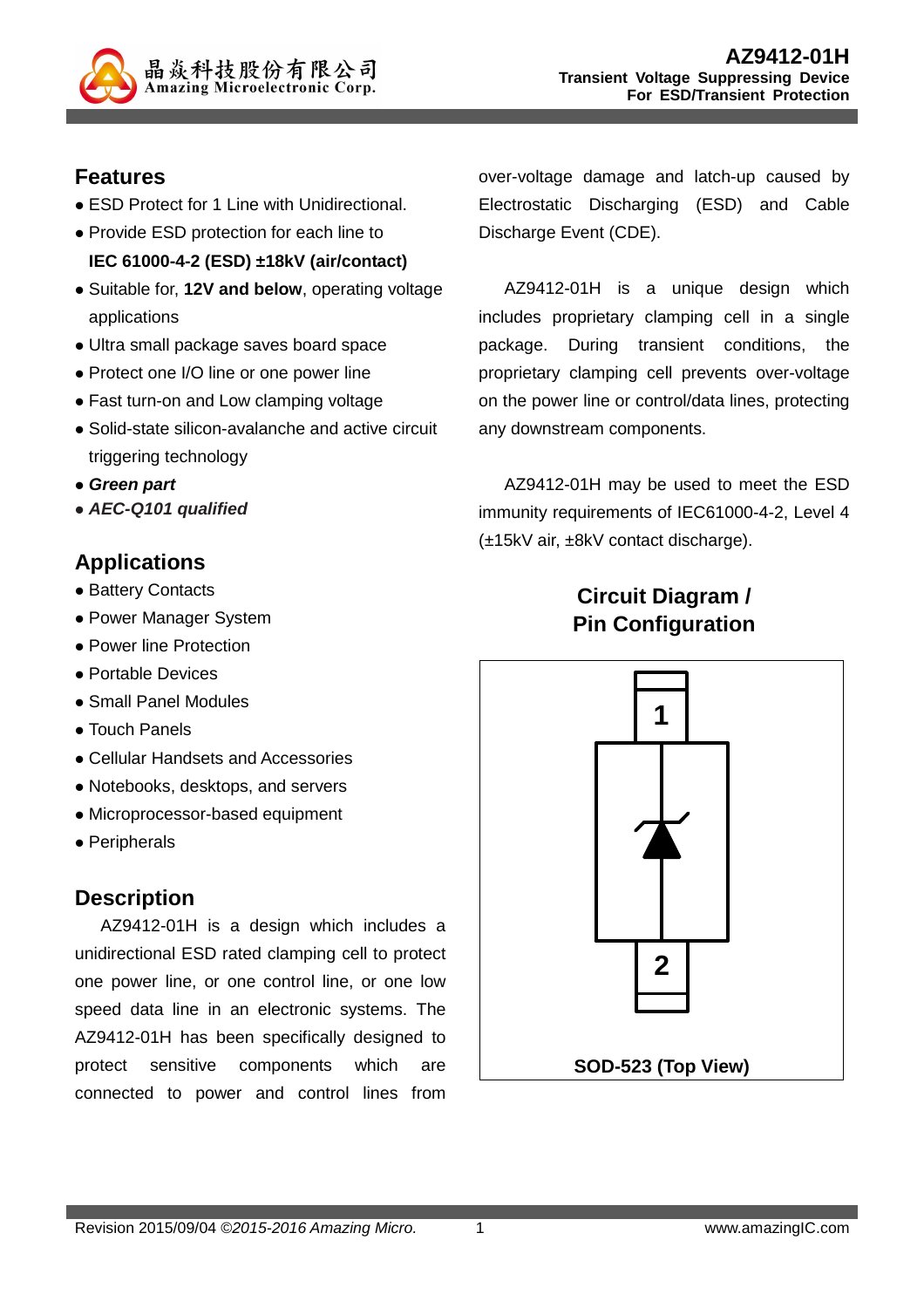# AZ9412-01H

**Transient Voltage Suppressing Device**
**For ESD/Transient Protection**

## Features

- ESD Protect for 1 Line with Unidirectional.
- Provide ESD protection for each line to **IEC 61000-4-2 (ESD) ±18kV (air/contact)**
- Suitable for, **12V and below**, operating voltage applications
- Ultra small package saves board space
- Protect one I/O line or one power line
- Fast turn-on and Low clamping voltage
- Solid-state silicon-avalanche and active circuit triggering technology
- ***Green part***
- ***AEC-Q101 qualified***

## Applications

- Battery Contacts
- Power Manager System
- Power line Protection
- Portable Devices
- Small Panel Modules
- Touch Panels
- Cellular Handsets and Accessories
- Notebooks, desktops, and servers
- Microprocessor-based equipment
- Peripherals

## Description

AZ9412-01H is a design which includes a unidirectional ESD rated clamping cell to protect one power line, or one control line, or one low speed data line in an electronic systems. The AZ9412-01H has been specifically designed to protect sensitive components which are connected to power and control lines from over-voltage damage and latch-up caused by Electrostatic Discharging (ESD) and Cable Discharge Event (CDE).

AZ9412-01H is a unique design which includes proprietary clamping cell in a single package. During transient conditions, the proprietary clamping cell prevents over-voltage on the power line or control/data lines, protecting any downstream components.

AZ9412-01H may be used to meet the ESD immunity requirements of IEC61000-4-2, Level 4 (±15kV air, ±8kV contact discharge).

## Circuit Diagram / Pin Configuration

1

2

**SOD-523 (Top View)**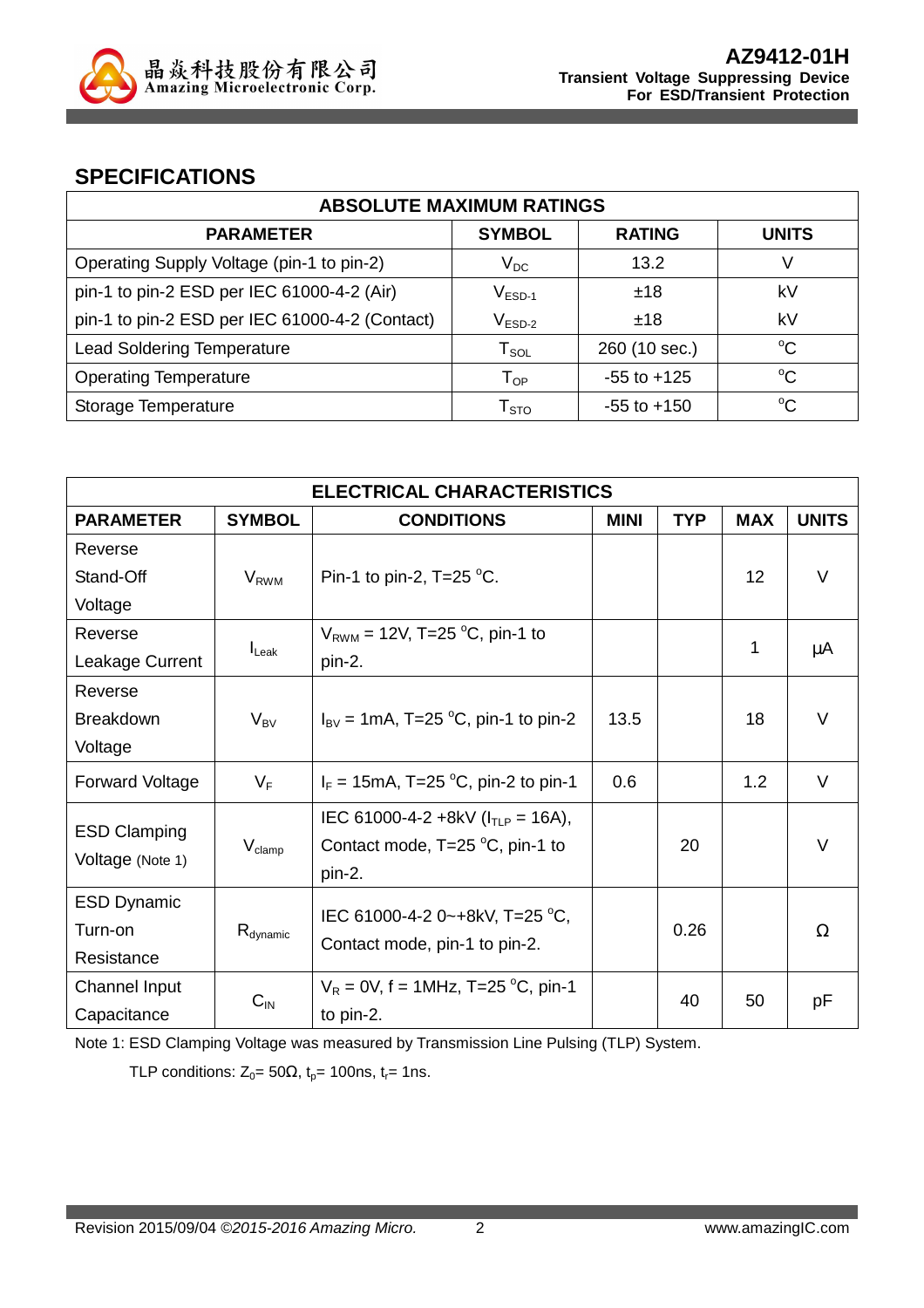## SPECIFICATIONS

| ABSOLUTE MAXIMUM RATINGS | | | |
|---|---|---|---|
| **PARAMETER** | **SYMBOL** | **RATING** | **UNITS** |
| Operating Supply Voltage (pin-1 to pin-2) | $V_{DC}$ | 13.2 | V |
| pin-1 to pin-2 ESD per IEC 61000-4-2 (Air) | $V_{ESD-1}$ | ±18 | kV |
| pin-1 to pin-2 ESD per IEC 61000-4-2 (Contact) | $V_{ESD-2}$ | ±18 | kV |
| Lead Soldering Temperature | $T_{SOL}$ | 260 (10 sec.) | $^oC$ |
| Operating Temperature | $T_{OP}$ | -55 to +125 | $^oC$ |
| Storage Temperature | $T_{STO}$ | -55 to +150 | $^oC$ |

| ELECTRICAL CHARACTERISTICS | | | | | | |
|---|---|---|---|---|---|---|
| **PARAMETER** | **SYMBOL** | **CONDITIONS** | **MINI** | **TYP** | **MAX** | **UNITS** |
| Reverse Stand-Off Voltage | $V_{RWM}$ | Pin-1 to pin-2, T=25 $^oC$. | | | 12 | V |
| Reverse Leakage Current | $I_{Leak}$ | $V_{RWM}$ = 12V, T=25 $^oC$, pin-1 to pin-2. | | | 1 | μA |
| Reverse Breakdown Voltage | $V_{BV}$ | $I_{BV}$ = 1mA, T=25 $^oC$, pin-1 to pin-2 | 13.5 | | 18 | V |
| Forward Voltage | $V_F$ | $I_F$ = 15mA, T=25 $^oC$, pin-2 to pin-1 | 0.6 | | 1.2 | V |
| ESD Clamping Voltage (Note 1) | $V_{clamp}$ | IEC 61000-4-2 +8kV ($I_{TLP}$ = 16A), Contact mode, T=25 $^oC$, pin-1 to pin-2. | | 20 | | V |
| ESD Dynamic Turn-on Resistance | $R_{dynamic}$ | IEC 61000-4-2 0~+8kV, T=25 $^oC$, Contact mode, pin-1 to pin-2. | | 0.26 | | Ω |
| Channel Input Capacitance | $C_{IN}$ | $V_R$ = 0V, f = 1MHz, T=25 $^oC$, pin-1 to pin-2. | | 40 | 50 | pF |

Note 1: ESD Clamping Voltage was measured by Transmission Line Pulsing (TLP) System.

TLP conditions: $Z_0$= 50Ω, $t_p$= 100ns, $t_r$= 1ns.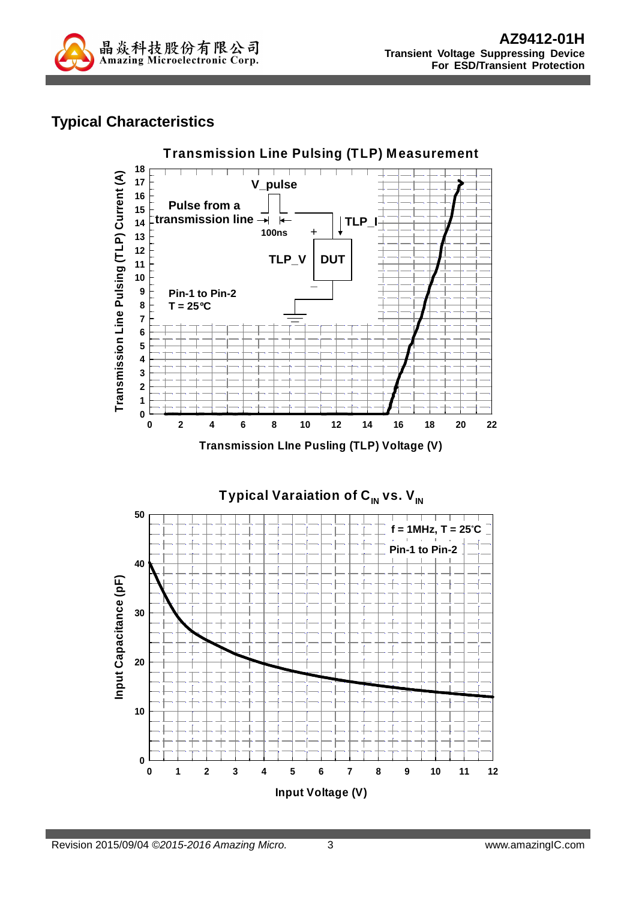## Typical Characteristics

**Transmission Line Pulsing (TLP) Measurement**

V_pulse

Pulse from a transmission line

100ns

TLP_I

TLP_V

DUT

Pin-1 to Pin-2

T = 25°C

Transmission Line Pulsing (TLP) Current (A)

Transmission LIne Pusling (TLP) Voltage (V)

**Typical Varaiation of $C_{IN}$ vs. $V_{IN}$**

f = 1MHz, T = 25°C

Pin-1 to Pin-2

Input Capacitance (pF)

Input Voltage (V)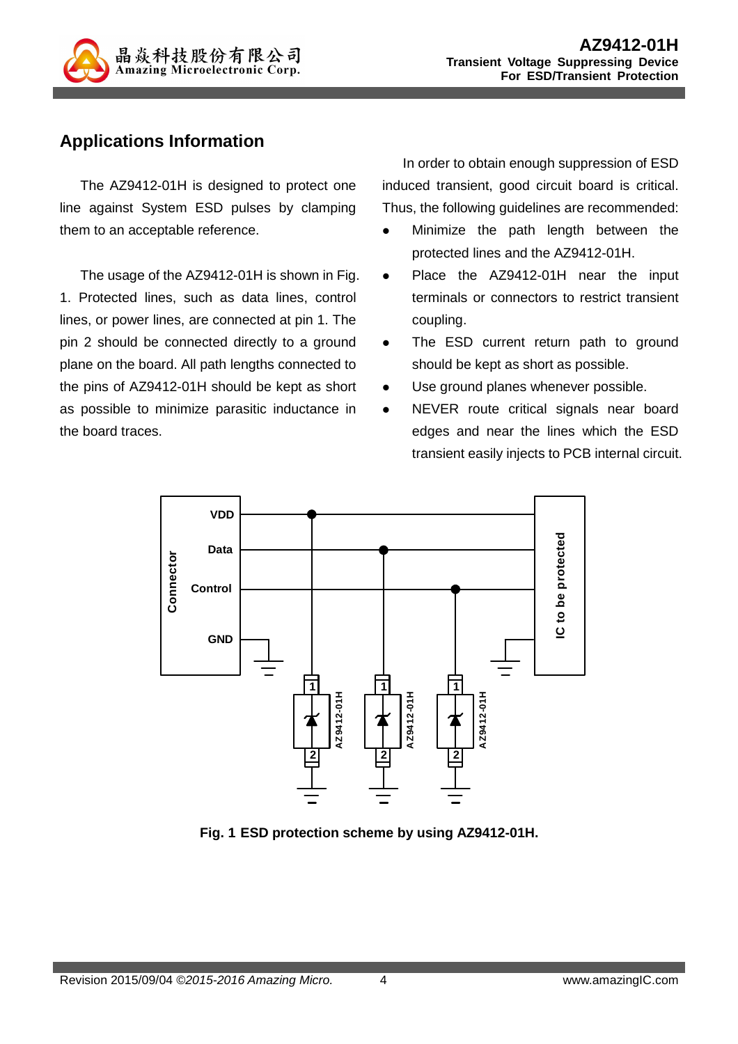## Applications Information

The AZ9412-01H is designed to protect one line against System ESD pulses by clamping them to an acceptable reference.

The usage of the AZ9412-01H is shown in Fig. 1. Protected lines, such as data lines, control lines, or power lines, are connected at pin 1. The pin 2 should be connected directly to a ground plane on the board. All path lengths connected to the pins of AZ9412-01H should be kept as short as possible to minimize parasitic inductance in the board traces.

In order to obtain enough suppression of ESD induced transient, good circuit board is critical. Thus, the following guidelines are recommended:

- Minimize the path length between the protected lines and the AZ9412-01H.
- Place the AZ9412-01H near the input terminals or connectors to restrict transient coupling.
- The ESD current return path to ground should be kept as short as possible.
- Use ground planes whenever possible.
- NEVER route critical signals near board edges and near the lines which the ESD transient easily injects to PCB internal circuit.

**Fig. 1 ESD protection scheme by using AZ9412-01H.**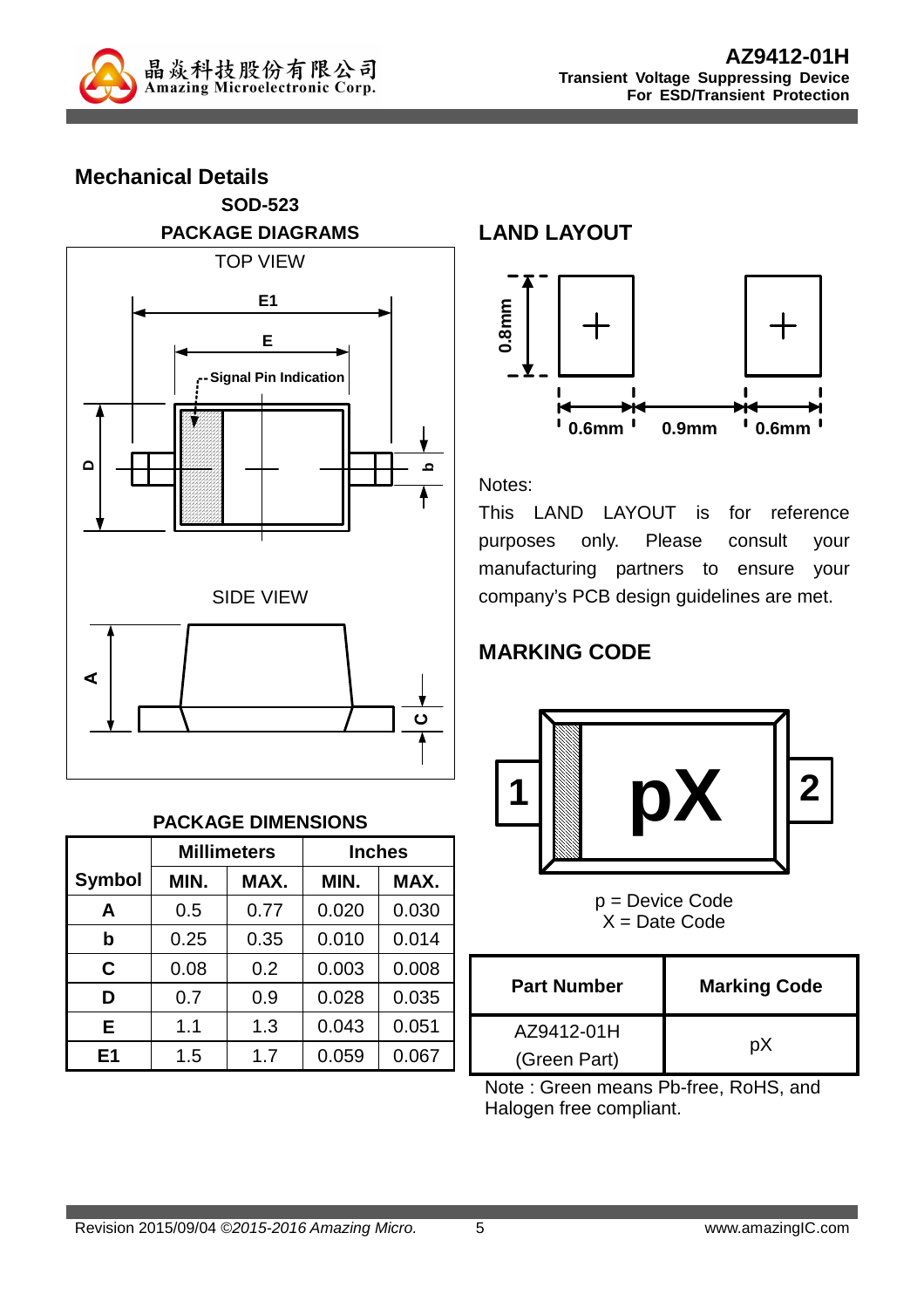## Mechanical Details

### SOD-523

### PACKAGE DIAGRAMS

TOP VIEW

E1

E

Signal Pin Indication

D

b

SIDE VIEW

A

C

### PACKAGE DIMENSIONS

| Symbol | Millimeters | | Inches | |
|---|---|---|---|---|
| | MIN. | MAX. | MIN. | MAX. |
| A | 0.5 | 0.77 | 0.020 | 0.030 |
| b | 0.25 | 0.35 | 0.010 | 0.014 |
| C | 0.08 | 0.2 | 0.003 | 0.008 |
| D | 0.7 | 0.9 | 0.028 | 0.035 |
| E | 1.1 | 1.3 | 0.043 | 0.051 |
| E1 | 1.5 | 1.7 | 0.059 | 0.067 |

## LAND LAYOUT

0.8mm

0.6mm 0.9mm 0.6mm

Notes:

This LAND LAYOUT is for reference purposes only. Please consult your manufacturing partners to ensure your company's PCB design guidelines are met.

## MARKING CODE

1 pX 2

p = Device Code
X = Date Code

| Part Number | Marking Code |
|---|---|
| AZ9412-01H (Green Part) | pX |

Note : Green means Pb-free, RoHS, and Halogen free compliant.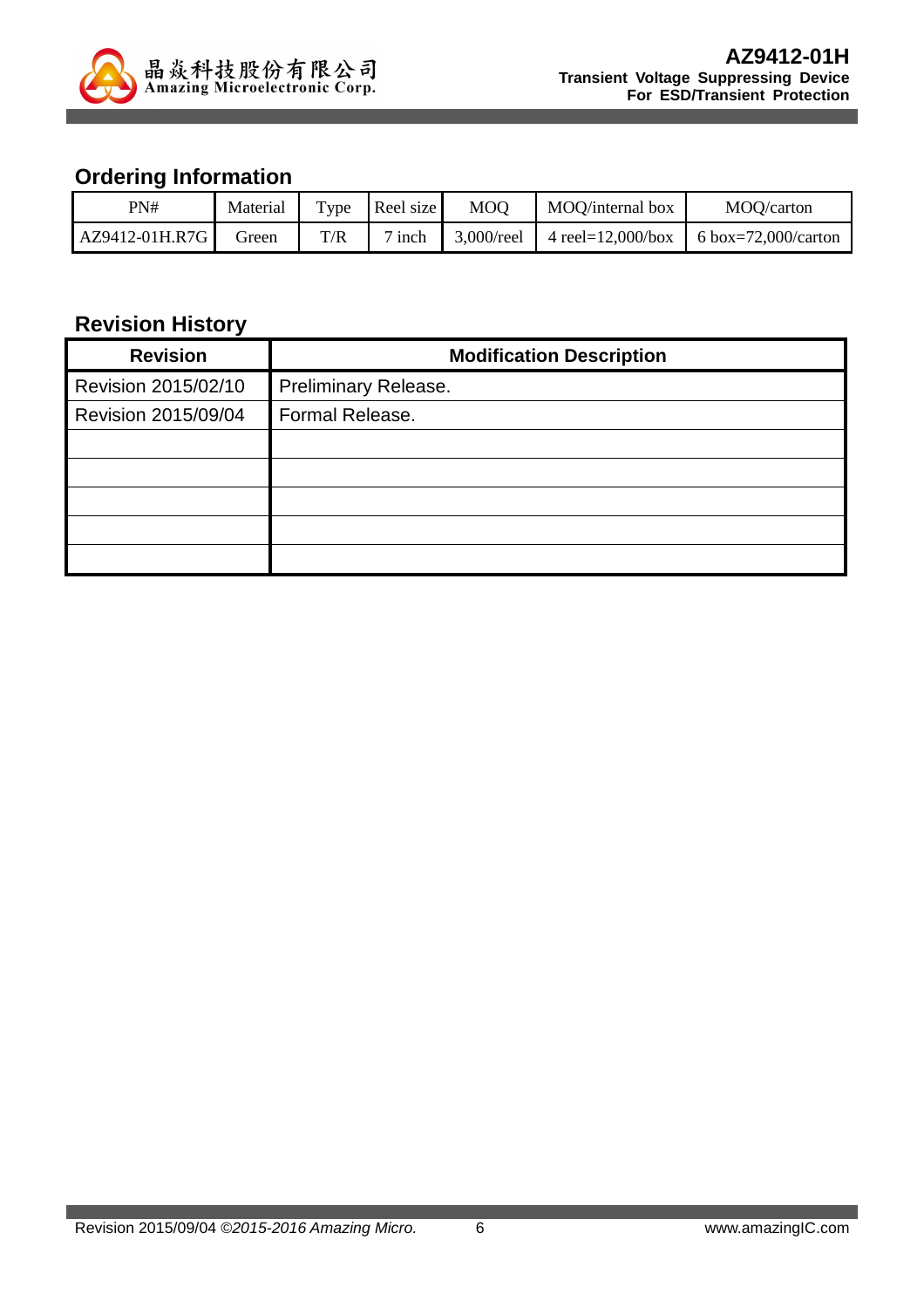## Ordering Information

| PN# | Material | Type | Reel size | MOQ | MOQ/internal box | MOQ/carton |
|---|---|---|---|---|---|---|
| AZ9412-01H.R7G | Green | T/R | 7 inch | 3,000/reel | 4 reel=12,000/box | 6 box=72,000/carton |

## Revision History

| Revision | Modification Description |
|---|---|
| Revision 2015/02/10 | Preliminary Release. |
| Revision 2015/09/04 | Formal Release. |
| | |
| | |
| | |
| | |
| | |